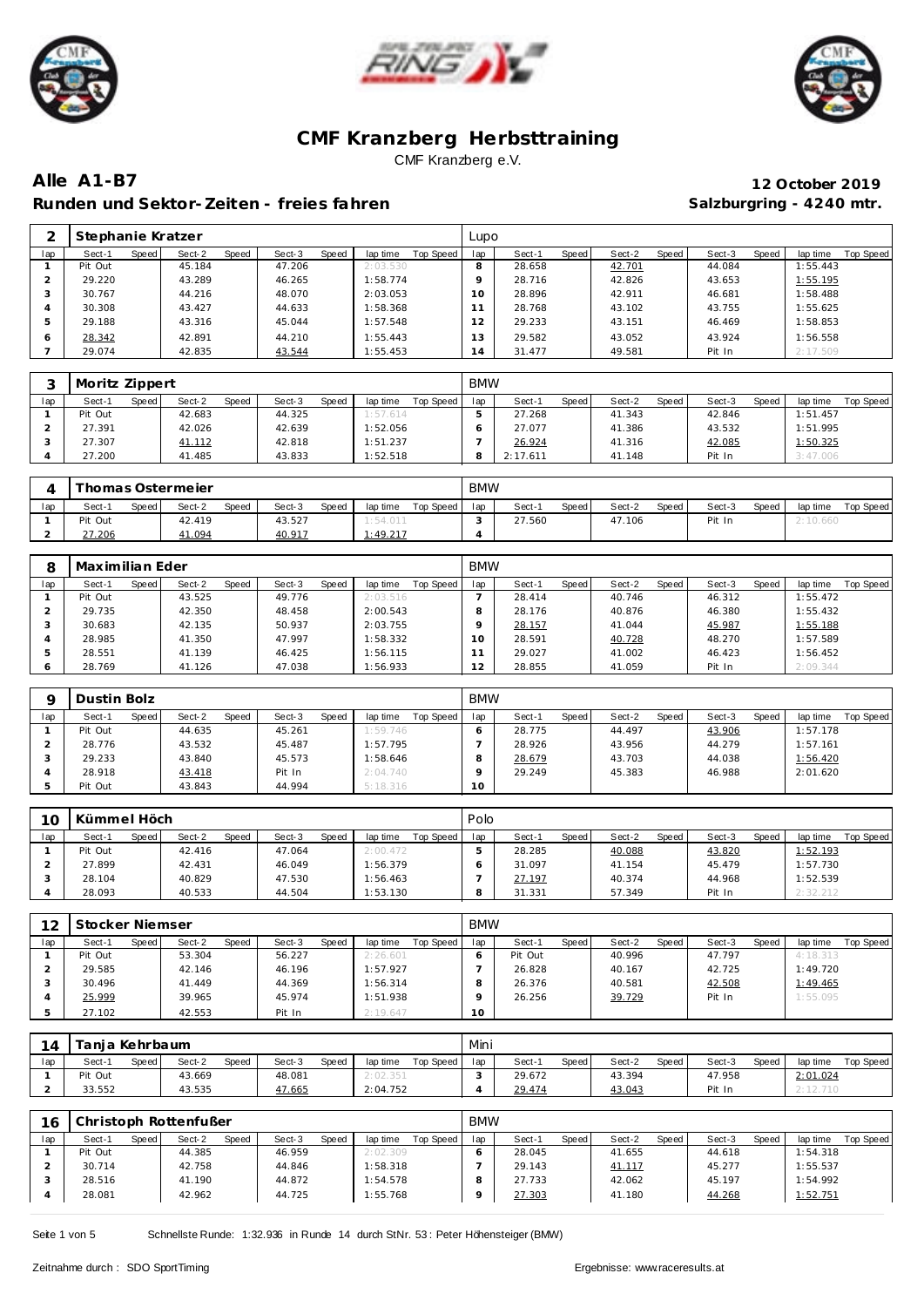# CMF Kranzberg Herbsttraining

CMF Kranzberg e.V.

**Alle A1-B7** **12 October 2019**

**Runden und Sektor-Zeiten - freies fahren** **Salzburgring - 4240 mtr.**

| 2 | Stephanie Kratzer | | | | | | | | Lupo | | | | | | | | |
|---|---|---|---|---|---|---|---|---|---|---|---|---|---|---|---|---|---|
| lap | Sect-1 | Speed | Sect-2 | Speed | Sect-3 | Speed | lap time | Top Speed | lap | Sect-1 | Speed | Sect-2 | Speed | Sect-3 | Speed | lap time | Top Speed |
| 1 | Pit Out | | 45.184 | | 47.206 | | 2:03.530 | | 8 | 28.658 | | 42.701 | | 44.084 | | 1:55.443 | |
| 2 | 29.220 | | 43.289 | | 46.265 | | 1:58.774 | | 9 | 28.716 | | 42.826 | | 43.653 | | 1:55.195 | |
| 3 | 30.767 | | 44.216 | | 48.070 | | 2:03.053 | | 10 | 28.896 | | 42.911 | | 46.681 | | 1:58.488 | |
| 4 | 30.308 | | 43.427 | | 44.633 | | 1:58.368 | | 11 | 28.768 | | 43.102 | | 43.755 | | 1:55.625 | |
| 5 | 29.188 | | 43.316 | | 45.044 | | 1:57.548 | | 12 | 29.233 | | 43.151 | | 46.469 | | 1:58.853 | |
| 6 | 28.342 | | 42.891 | | 44.210 | | 1:55.443 | | 13 | 29.582 | | 43.052 | | 43.924 | | 1:56.558 | |
| 7 | 29.074 | | 42.835 | | 43.544 | | 1:55.453 | | 14 | 31.477 | | 49.581 | | Pit In | | 2:17.509 | |

| 3 | Moritz Zippert | | | | | | | | BMW | | | | | | | | |
|---|---|---|---|---|---|---|---|---|---|---|---|---|---|---|---|---|---|
| lap | Sect-1 | Speed | Sect-2 | Speed | Sect-3 | Speed | lap time | Top Speed | lap | Sect-1 | Speed | Sect-2 | Speed | Sect-3 | Speed | lap time | Top Speed |
| 1 | Pit Out | | 42.683 | | 44.325 | | 1:57.614 | | 5 | 27.268 | | 41.343 | | 42.846 | | 1:51.457 | |
| 2 | 27.391 | | 42.026 | | 42.639 | | 1:52.056 | | 6 | 27.077 | | 41.386 | | 43.532 | | 1:51.995 | |
| 3 | 27.307 | | 41.112 | | 42.818 | | 1:51.237 | | 7 | 26.924 | | 41.316 | | 42.085 | | 1:50.325 | |
| 4 | 27.200 | | 41.485 | | 43.833 | | 1:52.518 | | 8 | 2:17.611 | | 41.148 | | Pit In | | 3:47.006 | |

| 4 | Thomas Ostermeier | | | | | | | | BMW | | | | | | | | |
|---|---|---|---|---|---|---|---|---|---|---|---|---|---|---|---|---|---|
| lap | Sect-1 | Speed | Sect-2 | Speed | Sect-3 | Speed | lap time | Top Speed | lap | Sect-1 | Speed | Sect-2 | Speed | Sect-3 | Speed | lap time | Top Speed |
| 1 | Pit Out | | 42.419 | | 43.527 | | 1:54.011 | | 3 | 27.560 | | 47.106 | | Pit In | | 2:10.660 | |
| 2 | 27.206 | | 41.094 | | 40.917 | | 1:49.217 | | 4 | | | | | | | | |

| 8 | Maximilian Eder | | | | | | | | BMW | | | | | | | | |
|---|---|---|---|---|---|---|---|---|---|---|---|---|---|---|---|---|---|
| lap | Sect-1 | Speed | Sect-2 | Speed | Sect-3 | Speed | lap time | Top Speed | lap | Sect-1 | Speed | Sect-2 | Speed | Sect-3 | Speed | lap time | Top Speed |
| 1 | Pit Out | | 43.525 | | 49.776 | | 2:03.516 | | 7 | 28.414 | | 40.746 | | 46.312 | | 1:55.472 | |
| 2 | 29.735 | | 42.350 | | 48.458 | | 2:00.543 | | 8 | 28.176 | | 40.876 | | 46.380 | | 1:55.432 | |
| 3 | 30.683 | | 42.135 | | 50.937 | | 2:03.755 | | 9 | 28.157 | | 41.044 | | 45.987 | | 1:55.188 | |
| 4 | 28.985 | | 41.350 | | 47.997 | | 1:58.332 | | 10 | 28.591 | | 40.728 | | 48.270 | | 1:57.589 | |
| 5 | 28.551 | | 41.139 | | 46.425 | | 1:56.115 | | 11 | 29.027 | | 41.002 | | 46.423 | | 1:56.452 | |
| 6 | 28.769 | | 41.126 | | 47.038 | | 1:56.933 | | 12 | 28.855 | | 41.059 | | Pit In | | 2:09.344 | |

| 9 | Dustin Bolz | | | | | | | | BMW | | | | | | | | |
|---|---|---|---|---|---|---|---|---|---|---|---|---|---|---|---|---|---|
| lap | Sect-1 | Speed | Sect-2 | Speed | Sect-3 | Speed | lap time | Top Speed | lap | Sect-1 | Speed | Sect-2 | Speed | Sect-3 | Speed | lap time | Top Speed |
| 1 | Pit Out | | 44.635 | | 45.261 | | 1:59.746 | | 6 | 28.775 | | 44.497 | | 43.906 | | 1:57.178 | |
| 2 | 28.776 | | 43.532 | | 45.487 | | 1:57.795 | | 7 | 28.926 | | 43.956 | | 44.279 | | 1:57.161 | |
| 3 | 29.233 | | 43.840 | | 45.573 | | 1:58.646 | | 8 | 28.679 | | 43.703 | | 44.038 | | 1:56.420 | |
| 4 | 28.918 | | 43.418 | | Pit In | | 2:04.740 | | 9 | 29.249 | | 45.383 | | 46.988 | | 2:01.620 | |
| 5 | Pit Out | | 43.843 | | 44.994 | | 5:18.316 | | 10 | | | | | | | | |

| 10 | Kümmel Höch | | | | | | | | Polo | | | | | | | | |
|---|---|---|---|---|---|---|---|---|---|---|---|---|---|---|---|---|---|
| lap | Sect-1 | Speed | Sect-2 | Speed | Sect-3 | Speed | lap time | Top Speed | lap | Sect-1 | Speed | Sect-2 | Speed | Sect-3 | Speed | lap time | Top Speed |
| 1 | Pit Out | | 42.416 | | 47.064 | | 2:00.472 | | 5 | 28.285 | | 40.088 | | 43.820 | | 1:52.193 | |
| 2 | 27.899 | | 42.431 | | 46.049 | | 1:56.379 | | 6 | 31.097 | | 41.154 | | 45.479 | | 1:57.730 | |
| 3 | 28.104 | | 40.829 | | 47.530 | | 1:56.463 | | 7 | 27.197 | | 40.374 | | 44.968 | | 1:52.539 | |
| 4 | 28.093 | | 40.533 | | 44.504 | | 1:53.130 | | 8 | 31.331 | | 57.349 | | Pit In | | 2:32.212 | |

| 12 | Stocker Niemser | | | | | | | | BMW | | | | | | | | |
|---|---|---|---|---|---|---|---|---|---|---|---|---|---|---|---|---|---|
| lap | Sect-1 | Speed | Sect-2 | Speed | Sect-3 | Speed | lap time | Top Speed | lap | Sect-1 | Speed | Sect-2 | Speed | Sect-3 | Speed | lap time | Top Speed |
| 1 | Pit Out | | 53.304 | | 56.227 | | 2:26.601 | | 6 | Pit Out | | 40.996 | | 47.797 | | 4:18.313 | |
| 2 | 29.585 | | 42.146 | | 46.196 | | 1:57.927 | | 7 | 26.828 | | 40.167 | | 42.725 | | 1:49.720 | |
| 3 | 30.496 | | 41.449 | | 44.369 | | 1:56.314 | | 8 | 26.376 | | 40.581 | | 42.508 | | 1:49.465 | |
| 4 | 25.999 | | 39.965 | | 45.974 | | 1:51.938 | | 9 | 26.256 | | 39.729 | | Pit In | | 1:55.095 | |
| 5 | 27.102 | | 42.553 | | Pit In | | 2:19.647 | | 10 | | | | | | | | |

| 14 | Tanja Kehrbaum | | | | | | | | Mini | | | | | | | | |
|---|---|---|---|---|---|---|---|---|---|---|---|---|---|---|---|---|---|
| lap | Sect-1 | Speed | Sect-2 | Speed | Sect-3 | Speed | lap time | Top Speed | lap | Sect-1 | Speed | Sect-2 | Speed | Sect-3 | Speed | lap time | Top Speed |
| 1 | Pit Out | | 43.669 | | 48.081 | | 2:02.351 | | 3 | 29.672 | | 43.394 | | 47.958 | | 2:01.024 | |
| 2 | 33.552 | | 43.535 | | 47.665 | | 2:04.752 | | 4 | 29.474 | | 43.043 | | Pit In | | 2:12.710 | |

| 16 | Christoph Rottenfußer | | | | | | | | BMW | | | | | | | | |
|---|---|---|---|---|---|---|---|---|---|---|---|---|---|---|---|---|---|
| lap | Sect-1 | Speed | Sect-2 | Speed | Sect-3 | Speed | lap time | Top Speed | lap | Sect-1 | Speed | Sect-2 | Speed | Sect-3 | Speed | lap time | Top Speed |
| 1 | Pit Out | | 44.385 | | 46.959 | | 2:02.309 | | 6 | 28.045 | | 41.655 | | 44.618 | | 1:54.318 | |
| 2 | 30.714 | | 42.758 | | 44.846 | | 1:58.318 | | 7 | 29.143 | | 41.117 | | 45.277 | | 1:55.537 | |
| 3 | 28.516 | | 41.190 | | 44.872 | | 1:54.578 | | 8 | 27.733 | | 42.062 | | 45.197 | | 1:54.992 | |
| 4 | 28.081 | | 42.962 | | 44.725 | | 1:55.768 | | 9 | 27.303 | | 41.180 | | 44.268 | | 1:52.751 | |

Schnellste Runde: 1:32.936 in Runde 14 durch StNr. 53 : Peter Höhensteiger (BMW)

Zeitnahme durch : SDO SportTiming

Ergebnisse: www.raceresults.at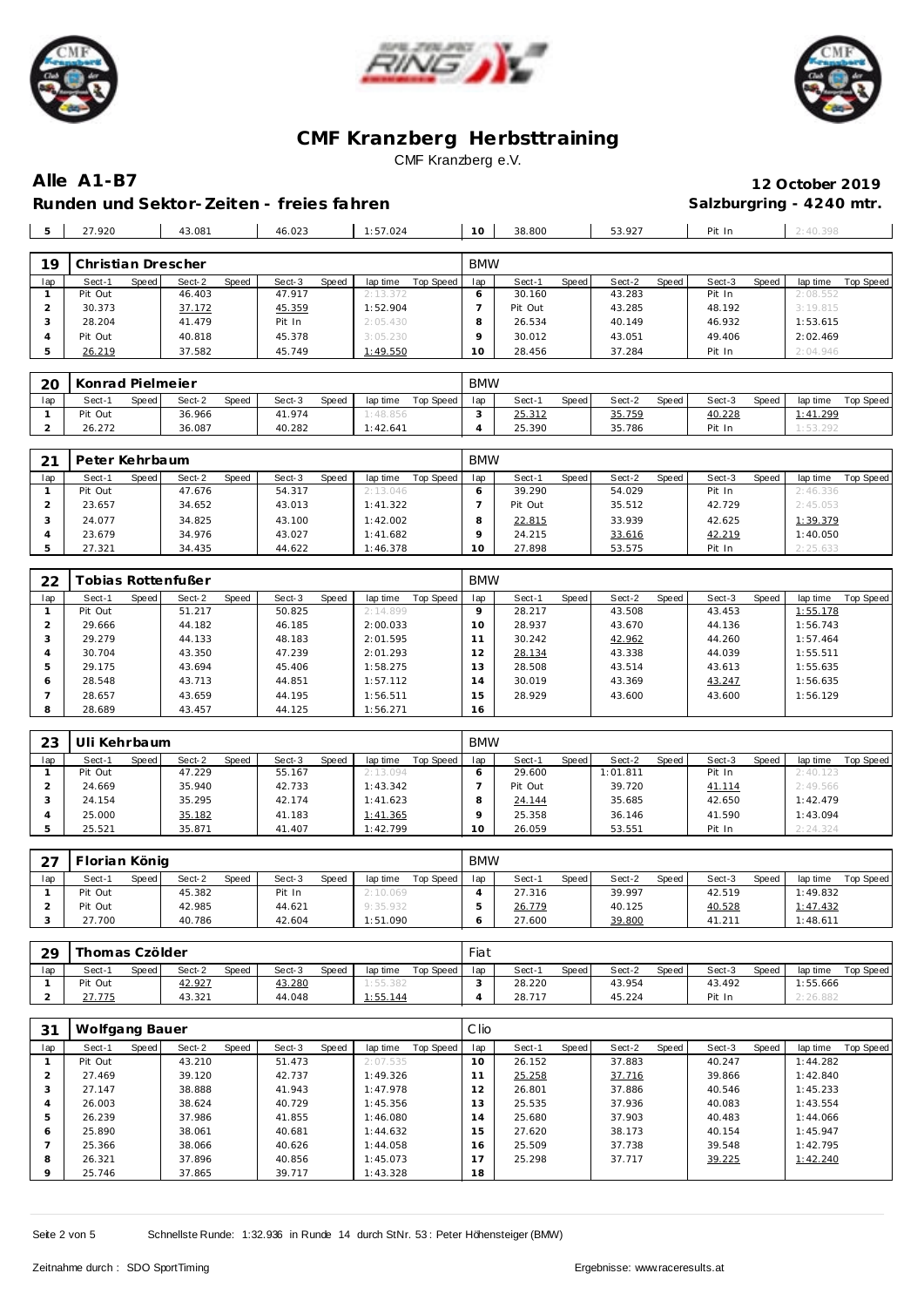# CMF Kranzberg Herbsttraining

CMF Kranzberg e.V.

## Alle A1-B7

**12 October 2019**

## Runden und Sektor-Zeiten - freies fahren

**Salzburgring - 4240 mtr.**

| 5 | 27.920 | | 43.081 | | 46.023 | | 1:57.024 | | 10 | 38.800 | | 53.927 | | Pit In | | 2:40.398 | |
|---|---|---|---|---|---|---|---|---|---|---|---|---|---|---|---|---|---|

| 19 | Christian Drescher | | | | | | | | BMW | | | | | | | | |
|---|---|---|---|---|---|---|---|---|---|---|---|---|---|---|---|---|---|
| lap | Sect-1 | Speed | Sect-2 | Speed | Sect-3 | Speed | lap time | Top Speed | lap | Sect-1 | Speed | Sect-2 | Speed | Sect-3 | Speed | lap time | Top Speed |
| 1 | Pit Out | | 46.403 | | 47.917 | | 2:13.372 | | 6 | 30.160 | | 43.283 | | Pit In | | 2:08.552 | |
| 2 | 30.373 | | 37.172 | | 45.359 | | 1:52.904 | | 7 | Pit Out | | 43.285 | | 48.192 | | 3:19.815 | |
| 3 | 28.204 | | 41.479 | | Pit In | | 2:05.430 | | 8 | 26.534 | | 40.149 | | 46.932 | | 1:53.615 | |
| 4 | Pit Out | | 40.818 | | 45.378 | | 3:05.230 | | 9 | 30.012 | | 43.051 | | 49.406 | | 2:02.469 | |
| 5 | 26.219 | | 37.582 | | 45.749 | | 1:49.550 | | 10 | 28.456 | | 37.284 | | Pit In | | 2:04.946 | |

| 20 | Konrad Pielmeier | | | | | | | | BMW | | | | | | | | |
|---|---|---|---|---|---|---|---|---|---|---|---|---|---|---|---|---|---|
| lap | Sect-1 | Speed | Sect-2 | Speed | Sect-3 | Speed | lap time | Top Speed | lap | Sect-1 | Speed | Sect-2 | Speed | Sect-3 | Speed | lap time | Top Speed |
| 1 | Pit Out | | 36.966 | | 41.974 | | 1:48.856 | | 3 | 25.312 | | 35.759 | | 40.228 | | 1:41.299 | |
| 2 | 26.272 | | 36.087 | | 40.282 | | 1:42.641 | | 4 | 25.390 | | 35.786 | | Pit In | | 1:53.292 | |

| 21 | Peter Kehrbaum | | | | | | | | BMW | | | | | | | | |
|---|---|---|---|---|---|---|---|---|---|---|---|---|---|---|---|---|---|
| lap | Sect-1 | Speed | Sect-2 | Speed | Sect-3 | Speed | lap time | Top Speed | lap | Sect-1 | Speed | Sect-2 | Speed | Sect-3 | Speed | lap time | Top Speed |
| 1 | Pit Out | | 47.676 | | 54.317 | | 2:13.046 | | 6 | 39.290 | | 54.029 | | Pit In | | 2:46.336 | |
| 2 | 23.657 | | 34.652 | | 43.013 | | 1:41.322 | | 7 | Pit Out | | 35.512 | | 42.729 | | 2:45.053 | |
| 3 | 24.077 | | 34.825 | | 43.100 | | 1:42.002 | | 8 | 22.815 | | 33.939 | | 42.625 | | 1:39.379 | |
| 4 | 23.679 | | 34.976 | | 43.027 | | 1:41.682 | | 9 | 24.215 | | 33.616 | | 42.219 | | 1:40.050 | |
| 5 | 27.321 | | 34.435 | | 44.622 | | 1:46.378 | | 10 | 27.898 | | 53.575 | | Pit In | | 2:25.633 | |

| 22 | Tobias Rottenfußer | | | | | | | | BMW | | | | | | | | |
|---|---|---|---|---|---|---|---|---|---|---|---|---|---|---|---|---|---|
| lap | Sect-1 | Speed | Sect-2 | Speed | Sect-3 | Speed | lap time | Top Speed | lap | Sect-1 | Speed | Sect-2 | Speed | Sect-3 | Speed | lap time | Top Speed |
| 1 | Pit Out | | 51.217 | | 50.825 | | 2:14.899 | | 9 | 28.217 | | 43.508 | | 43.453 | | 1:55.178 | |
| 2 | 29.666 | | 44.182 | | 46.185 | | 2:00.033 | | 10 | 28.937 | | 43.670 | | 44.136 | | 1:56.743 | |
| 3 | 29.279 | | 44.133 | | 48.183 | | 2:01.595 | | 11 | 30.242 | | 42.962 | | 44.260 | | 1:57.464 | |
| 4 | 30.704 | | 43.350 | | 47.239 | | 2:01.293 | | 12 | 28.134 | | 43.338 | | 44.039 | | 1:55.511 | |
| 5 | 29.175 | | 43.694 | | 45.406 | | 1:58.275 | | 13 | 28.508 | | 43.514 | | 43.613 | | 1:55.635 | |
| 6 | 28.548 | | 43.713 | | 44.851 | | 1:57.112 | | 14 | 30.019 | | 43.369 | | 43.247 | | 1:56.635 | |
| 7 | 28.657 | | 43.659 | | 44.195 | | 1:56.511 | | 15 | 28.929 | | 43.600 | | 43.600 | | 1:56.129 | |
| 8 | 28.689 | | 43.457 | | 44.125 | | 1:56.271 | | 16 | | | | | | | | |

| 23 | Uli Kehrbaum | | | | | | | | BMW | | | | | | | | |
|---|---|---|---|---|---|---|---|---|---|---|---|---|---|---|---|---|---|
| lap | Sect-1 | Speed | Sect-2 | Speed | Sect-3 | Speed | lap time | Top Speed | lap | Sect-1 | Speed | Sect-2 | Speed | Sect-3 | Speed | lap time | Top Speed |
| 1 | Pit Out | | 47.229 | | 55.167 | | 2:13.094 | | 6 | 29.600 | | 1:01.811 | | Pit In | | 2:40.123 | |
| 2 | 24.669 | | 35.940 | | 42.733 | | 1:43.342 | | 7 | Pit Out | | 39.720 | | 41.114 | | 2:49.566 | |
| 3 | 24.154 | | 35.295 | | 42.174 | | 1:41.623 | | 8 | 24.144 | | 35.685 | | 42.650 | | 1:42.479 | |
| 4 | 25.000 | | 35.182 | | 41.183 | | 1:41.365 | | 9 | 25.358 | | 36.146 | | 41.590 | | 1:43.094 | |
| 5 | 25.521 | | 35.871 | | 41.407 | | 1:42.799 | | 10 | 26.059 | | 53.551 | | Pit In | | 2:24.324 | |

| 27 | Florian König | | | | | | | | BMW | | | | | | | | |
|---|---|---|---|---|---|---|---|---|---|---|---|---|---|---|---|---|---|
| lap | Sect-1 | Speed | Sect-2 | Speed | Sect-3 | Speed | lap time | Top Speed | lap | Sect-1 | Speed | Sect-2 | Speed | Sect-3 | Speed | lap time | Top Speed |
| 1 | Pit Out | | 45.382 | | Pit In | | 2:10.069 | | 4 | 27.316 | | 39.997 | | 42.519 | | 1:49.832 | |
| 2 | Pit Out | | 42.985 | | 44.621 | | 9:35.932 | | 5 | 26.779 | | 40.125 | | 40.528 | | 1:47.432 | |
| 3 | 27.700 | | 40.786 | | 42.604 | | 1:51.090 | | 6 | 27.600 | | 39.800 | | 41.211 | | 1:48.611 | |

| 29 | Thomas Czölder | | | | | | | | Fiat | | | | | | | | |
|---|---|---|---|---|---|---|---|---|---|---|---|---|---|---|---|---|---|
| lap | Sect-1 | Speed | Sect-2 | Speed | Sect-3 | Speed | lap time | Top Speed | lap | Sect-1 | Speed | Sect-2 | Speed | Sect-3 | Speed | lap time | Top Speed |
| 1 | Pit Out | | 42.927 | | 43.280 | | 1:55.382 | | 3 | 28.220 | | 43.954 | | 43.492 | | 1:55.666 | |
| 2 | 27.775 | | 43.321 | | 44.048 | | 1:55.144 | | 4 | 28.717 | | 45.224 | | Pit In | | 2:26.882 | |

| 31 | Wolfgang Bauer | | | | | | | | Clio | | | | | | | | |
|---|---|---|---|---|---|---|---|---|---|---|---|---|---|---|---|---|---|
| lap | Sect-1 | Speed | Sect-2 | Speed | Sect-3 | Speed | lap time | Top Speed | lap | Sect-1 | Speed | Sect-2 | Speed | Sect-3 | Speed | lap time | Top Speed |
| 1 | Pit Out | | 43.210 | | 51.473 | | 2:07.535 | | 10 | 26.152 | | 37.883 | | 40.247 | | 1:44.282 | |
| 2 | 27.469 | | 39.120 | | 42.737 | | 1:49.326 | | 11 | 25.258 | | 37.716 | | 39.866 | | 1:42.840 | |
| 3 | 27.147 | | 38.888 | | 41.943 | | 1:47.978 | | 12 | 26.801 | | 37.886 | | 40.546 | | 1:45.233 | |
| 4 | 26.003 | | 38.624 | | 40.729 | | 1:45.356 | | 13 | 25.535 | | 37.936 | | 40.083 | | 1:43.554 | |
| 5 | 26.239 | | 37.986 | | 41.855 | | 1:46.080 | | 14 | 25.680 | | 37.903 | | 40.483 | | 1:44.066 | |
| 6 | 25.890 | | 38.061 | | 40.681 | | 1:44.632 | | 15 | 27.620 | | 38.173 | | 40.154 | | 1:45.947 | |
| 7 | 25.366 | | 38.066 | | 40.626 | | 1:44.058 | | 16 | 25.509 | | 37.738 | | 39.548 | | 1:42.795 | |
| 8 | 26.321 | | 37.896 | | 40.856 | | 1:45.073 | | 17 | 25.298 | | 37.717 | | 39.225 | | 1:42.240 | |
| 9 | 25.746 | | 37.865 | | 39.717 | | 1:43.328 | | 18 | | | | | | | | |

Schnellste Runde: 1:32.936 in Runde 14 durch StNr. 53 : Peter Höhensteiger (BMW)

Zeitnahme durch : SDO SportTiming

Ergebnisse: www.raceresults.at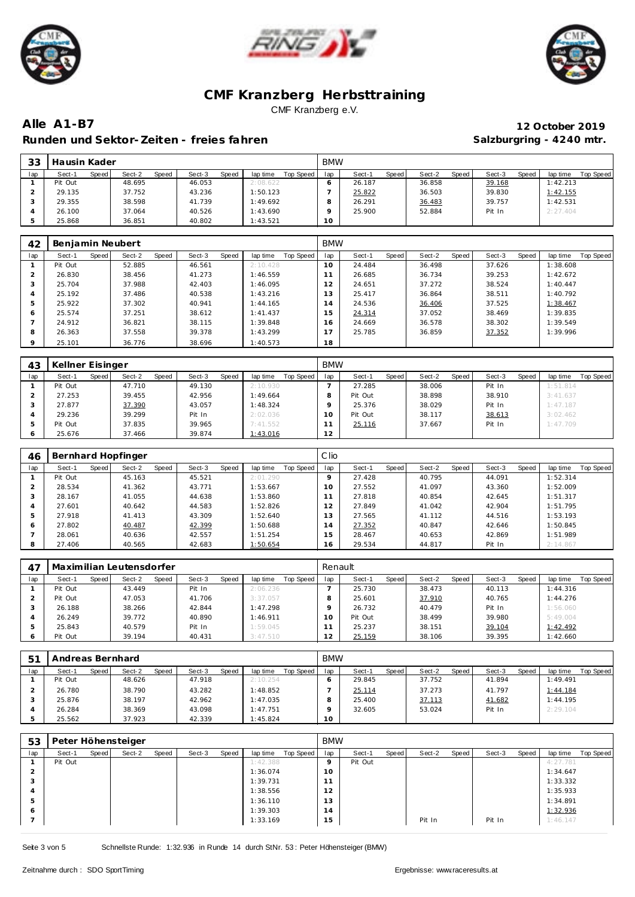# CMF Kranzberg Herbsttraining

CMF Kranzberg e.V.

**Alle A1-B7** **12 October 2019**

**Runden und Sektor-Zeiten - freies fahren** **Salzburgring - 4240 mtr.**

| 33 | Hausin Kader | | | | | | | | BMW | | | | | | | | |
|---|---|---|---|---|---|---|---|---|---|---|---|---|---|---|---|---|---|
| lap | Sect-1 | Speed | Sect-2 | Speed | Sect-3 | Speed | lap time | Top Speed | lap | Sect-1 | Speed | Sect-2 | Speed | Sect-3 | Speed | lap time | Top Speed |
| 1 | Pit Out | | 48.695 | | 46.053 | | 2:08.622 | | 6 | 26.187 | | 36.858 | | 39.168 | | 1:42.213 | |
| 2 | 29.135 | | 37.752 | | 43.236 | | 1:50.123 | | 7 | 25.822 | | 36.503 | | 39.830 | | 1:42.155 | |
| 3 | 29.355 | | 38.598 | | 41.739 | | 1:49.692 | | 8 | 26.291 | | 36.483 | | 39.757 | | 1:42.531 | |
| 4 | 26.100 | | 37.064 | | 40.526 | | 1:43.690 | | 9 | 25.900 | | 52.884 | | Pit In | | 2:27.404 | |
| 5 | 25.868 | | 36.851 | | 40.802 | | 1:43.521 | | 10 | | | | | | | | |

| 42 | Benjamin Neubert | | | | | | | | BMW | | | | | | | | |
|---|---|---|---|---|---|---|---|---|---|---|---|---|---|---|---|---|---|
| lap | Sect-1 | Speed | Sect-2 | Speed | Sect-3 | Speed | lap time | Top Speed | lap | Sect-1 | Speed | Sect-2 | Speed | Sect-3 | Speed | lap time | Top Speed |
| 1 | Pit Out | | 52.885 | | 46.561 | | 2:10.428 | | 10 | 24.484 | | 36.498 | | 37.626 | | 1:38.608 | |
| 2 | 26.830 | | 38.456 | | 41.273 | | 1:46.559 | | 11 | 26.685 | | 36.734 | | 39.253 | | 1:42.672 | |
| 3 | 25.704 | | 37.988 | | 42.403 | | 1:46.095 | | 12 | 24.651 | | 37.272 | | 38.524 | | 1:40.447 | |
| 4 | 25.192 | | 37.486 | | 40.538 | | 1:43.216 | | 13 | 25.417 | | 36.864 | | 38.511 | | 1:40.792 | |
| 5 | 25.922 | | 37.302 | | 40.941 | | 1:44.165 | | 14 | 24.536 | | 36.406 | | 37.525 | | 1:38.467 | |
| 6 | 25.574 | | 37.251 | | 38.612 | | 1:41.437 | | 15 | 24.314 | | 37.052 | | 38.469 | | 1:39.835 | |
| 7 | 24.912 | | 36.821 | | 38.115 | | 1:39.848 | | 16 | 24.669 | | 36.578 | | 38.302 | | 1:39.549 | |
| 8 | 26.363 | | 37.558 | | 39.378 | | 1:43.299 | | 17 | 25.785 | | 36.859 | | 37.352 | | 1:39.996 | |
| 9 | 25.101 | | 36.776 | | 38.696 | | 1:40.573 | | 18 | | | | | | | | |

| 43 | Kellner Eisinger | | | | | | | | BMW | | | | | | | | |
|---|---|---|---|---|---|---|---|---|---|---|---|---|---|---|---|---|---|
| lap | Sect-1 | Speed | Sect-2 | Speed | Sect-3 | Speed | lap time | Top Speed | lap | Sect-1 | Speed | Sect-2 | Speed | Sect-3 | Speed | lap time | Top Speed |
| 1 | Pit Out | | 47.710 | | 49.130 | | 2:10.930 | | 7 | 27.285 | | 38.006 | | Pit In | | 1:51.814 | |
| 2 | 27.253 | | 39.455 | | 42.956 | | 1:49.664 | | 8 | Pit Out | | 38.898 | | 38.910 | | 3:41.637 | |
| 3 | 27.877 | | 37.390 | | 43.057 | | 1:48.324 | | 9 | 25.376 | | 38.029 | | Pit In | | 1:47.187 | |
| 4 | 29.236 | | 39.299 | | Pit In | | 2:02.036 | | 10 | Pit Out | | 38.117 | | 38.613 | | 3:02.462 | |
| 5 | Pit Out | | 37.835 | | 39.965 | | 7:41.552 | | 11 | 25.116 | | 37.667 | | Pit In | | 1:47.709 | |
| 6 | 25.676 | | 37.466 | | 39.874 | | 1:43.016 | | 12 | | | | | | | | |

| 46 | Bernhard Hopfinger | | | | | | | | Clio | | | | | | | | |
|---|---|---|---|---|---|---|---|---|---|---|---|---|---|---|---|---|---|
| lap | Sect-1 | Speed | Sect-2 | Speed | Sect-3 | Speed | lap time | Top Speed | lap | Sect-1 | Speed | Sect-2 | Speed | Sect-3 | Speed | lap time | Top Speed |
| 1 | Pit Out | | 45.163 | | 45.521 | | 2:01.290 | | 9 | 27.428 | | 40.795 | | 44.091 | | 1:52.314 | |
| 2 | 28.534 | | 41.362 | | 43.771 | | 1:53.667 | | 10 | 27.552 | | 41.097 | | 43.360 | | 1:52.009 | |
| 3 | 28.167 | | 41.055 | | 44.638 | | 1:53.860 | | 11 | 27.818 | | 40.854 | | 42.645 | | 1:51.317 | |
| 4 | 27.601 | | 40.642 | | 44.583 | | 1:52.826 | | 12 | 27.849 | | 41.042 | | 42.904 | | 1:51.795 | |
| 5 | 27.918 | | 41.413 | | 43.309 | | 1:52.640 | | 13 | 27.565 | | 41.112 | | 44.516 | | 1:53.193 | |
| 6 | 27.802 | | 40.487 | | 42.399 | | 1:50.688 | | 14 | 27.352 | | 40.847 | | 42.646 | | 1:50.845 | |
| 7 | 28.061 | | 40.636 | | 42.557 | | 1:51.254 | | 15 | 28.467 | | 40.653 | | 42.869 | | 1:51.989 | |
| 8 | 27.406 | | 40.565 | | 42.683 | | 1:50.654 | | 16 | 29.534 | | 44.817 | | Pit In | | 2:14.867 | |

| 47 | Maximilian Leutensdorfer | | | | | | | | Renault | | | | | | | | |
|---|---|---|---|---|---|---|---|---|---|---|---|---|---|---|---|---|---|
| lap | Sect-1 | Speed | Sect-2 | Speed | Sect-3 | Speed | lap time | Top Speed | lap | Sect-1 | Speed | Sect-2 | Speed | Sect-3 | Speed | lap time | Top Speed |
| 1 | Pit Out | | 43.449 | | Pit In | | 2:06.236 | | 7 | 25.730 | | 38.473 | | 40.113 | | 1:44.316 | |
| 2 | Pit Out | | 47.053 | | 41.706 | | 3:37.057 | | 8 | 25.601 | | 37.910 | | 40.765 | | 1:44.276 | |
| 3 | 26.188 | | 38.266 | | 42.844 | | 1:47.298 | | 9 | 26.732 | | 40.479 | | Pit In | | 1:56.060 | |
| 4 | 26.249 | | 39.772 | | 40.890 | | 1:46.911 | | 10 | Pit Out | | 38.499 | | 39.980 | | 5:49.004 | |
| 5 | 25.843 | | 40.579 | | Pit In | | 1:59.045 | | 11 | 25.237 | | 38.151 | | 39.104 | | 1:42.492 | |
| 6 | Pit Out | | 39.194 | | 40.431 | | 3:47.510 | | 12 | 25.159 | | 38.106 | | 39.395 | | 1:42.660 | |

| 51 | Andreas Bernhard | | | | | | | | BMW | | | | | | | | |
|---|---|---|---|---|---|---|---|---|---|---|---|---|---|---|---|---|---|
| lap | Sect-1 | Speed | Sect-2 | Speed | Sect-3 | Speed | lap time | Top Speed | lap | Sect-1 | Speed | Sect-2 | Speed | Sect-3 | Speed | lap time | Top Speed |
| 1 | Pit Out | | 48.626 | | 47.918 | | 2:10.254 | | 6 | 29.845 | | 37.752 | | 41.894 | | 1:49.491 | |
| 2 | 26.780 | | 38.790 | | 43.282 | | 1:48.852 | | 7 | 25.114 | | 37.273 | | 41.797 | | 1:44.184 | |
| 3 | 25.876 | | 38.197 | | 42.962 | | 1:47.035 | | 8 | 25.400 | | 37.113 | | 41.682 | | 1:44.195 | |
| 4 | 26.284 | | 38.369 | | 43.098 | | 1:47.751 | | 9 | 32.605 | | 53.024 | | Pit In | | 2:29.104 | |
| 5 | 25.562 | | 37.923 | | 42.339 | | 1:45.824 | | 10 | | | | | | | | |

| 53 | Peter Höhensteiger | | | | | | | | BMW | | | | | | | | |
|---|---|---|---|---|---|---|---|---|---|---|---|---|---|---|---|---|---|
| lap | Sect-1 | Speed | Sect-2 | Speed | Sect-3 | Speed | lap time | Top Speed | lap | Sect-1 | Speed | Sect-2 | Speed | Sect-3 | Speed | lap time | Top Speed |
| 1 | Pit Out | | | | | | 1:42.388 | | 9 | Pit Out | | | | | | 4:27.781 | |
| 2 | | | | | | | 1:36.074 | | 10 | | | | | | | 1:34.647 | |
| 3 | | | | | | | 1:39.731 | | 11 | | | | | | | 1:33.332 | |
| 4 | | | | | | | 1:38.556 | | 12 | | | | | | | 1:35.933 | |
| 5 | | | | | | | 1:36.110 | | 13 | | | | | | | 1:34.891 | |
| 6 | | | | | | | 1:39.303 | | 14 | | | | | | | 1:32.936 | |
| 7 | | | | | | | 1:33.169 | | 15 | | | Pit In | | Pit In | | 1:46.147 | |

Schnellste Runde: 1:32.936 in Runde 14 durch StNr. 53 : Peter Höhensteiger (BMW)

Zeitnahme durch : SDO SportTiming

Ergebnisse: www.raceresults.at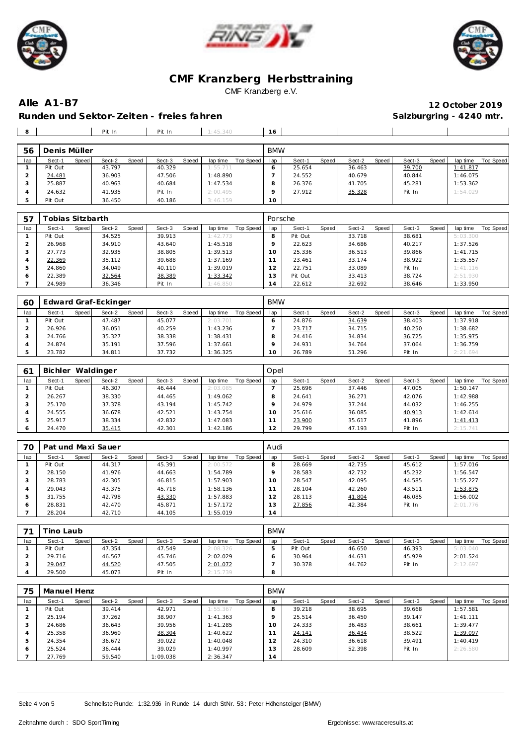# CMF Kranzberg Herbsttraining

CMF Kranzberg e.V.

## Alle A1-B7

**12 October 2019**

**Runden und Sektor-Zeiten - freies fahren**

**Salzburgring - 4240 mtr.**

| 8 | | Pit In | | Pit In | | 1:45.340 | | 16 | | | | | | | | |
|---|---|---|---|---|---|---|---|---|---|---|---|---|---|---|---|---|

| 56 | Denis Müller | | | | | | | BMW | | | | | | | | |
|---|---|---|---|---|---|---|---|---|---|---|---|---|---|---|---|---|
| lap | Sect-1 | Speed | Sect-2 | Speed | Sect-3 | Speed | lap time | Top Speed | lap | Sect-1 | Speed | Sect-2 | Speed | Sect-3 | Speed | lap time | Top Speed |
| 1 | Pit Out | | 43.797 | | 40.329 | | 1:55.711 | | 6 | 25.654 | | 36.463 | | 39.700 | | 1:41.817 | |
| 2 | 24.481 | | 36.903 | | 47.506 | | 1:48.890 | | 7 | 24.552 | | 40.679 | | 40.844 | | 1:46.075 | |
| 3 | 25.887 | | 40.963 | | 40.684 | | 1:47.534 | | 8 | 26.376 | | 41.705 | | 45.281 | | 1:53.362 | |
| 4 | 24.632 | | 41.935 | | Pit In | | 2:00.495 | | 9 | 27.912 | | 35.328 | | Pit In | | 1:54.029 | |
| 5 | Pit Out | | 36.450 | | 40.186 | | 3:46.159 | | 10 | | | | | | | | |

| 57 | Tobias Sitzbarth | | | | | | | Porsche | | | | | | | | |
|---|---|---|---|---|---|---|---|---|---|---|---|---|---|---|---|---|
| lap | Sect-1 | Speed | Sect-2 | Speed | Sect-3 | Speed | lap time | Top Speed | lap | Sect-1 | Speed | Sect-2 | Speed | Sect-3 | Speed | lap time | Top Speed |
| 1 | Pit Out | | 34.525 | | 39.913 | | 1:42.773 | | 8 | Pit Out | | 33.718 | | 38.681 | | 5:03.300 | |
| 2 | 26.968 | | 34.910 | | 43.640 | | 1:45.518 | | 9 | 22.623 | | 34.686 | | 40.217 | | 1:37.526 | |
| 3 | 27.773 | | 32.935 | | 38.805 | | 1:39.513 | | 10 | 25.336 | | 36.513 | | 39.866 | | 1:41.715 | |
| 4 | 22.369 | | 35.112 | | 39.688 | | 1:37.169 | | 11 | 23.461 | | 33.174 | | 38.922 | | 1:35.557 | |
| 5 | 24.860 | | 34.049 | | 40.110 | | 1:39.019 | | 12 | 22.751 | | 33.089 | | Pit In | | 1:41.116 | |
| 6 | 22.389 | | 32.564 | | 38.389 | | 1:33.342 | | 13 | Pit Out | | 33.413 | | 38.724 | | 2:51.930 | |
| 7 | 24.989 | | 36.346 | | Pit In | | 1:46.850 | | 14 | 22.612 | | 32.692 | | 38.646 | | 1:33.950 | |

| 60 | Edward Graf-Eckinger | | | | | | | BMW | | | | | | | | |
|---|---|---|---|---|---|---|---|---|---|---|---|---|---|---|---|---|
| lap | Sect-1 | Speed | Sect-2 | Speed | Sect-3 | Speed | lap time | Top Speed | lap | Sect-1 | Speed | Sect-2 | Speed | Sect-3 | Speed | lap time | Top Speed |
| 1 | Pit Out | | 47.487 | | 45.077 | | 2:03.701 | | 6 | 24.876 | | 34.639 | | 38.403 | | 1:37.918 | |
| 2 | 26.926 | | 36.051 | | 40.259 | | 1:43.236 | | 7 | 23.717 | | 34.715 | | 40.250 | | 1:38.682 | |
| 3 | 24.766 | | 35.327 | | 38.338 | | 1:38.431 | | 8 | 24.416 | | 34.834 | | 36.725 | | 1:35.975 | |
| 4 | 24.874 | | 35.191 | | 37.596 | | 1:37.661 | | 9 | 24.931 | | 34.764 | | 37.064 | | 1:36.759 | |
| 5 | 23.782 | | 34.811 | | 37.732 | | 1:36.325 | | 10 | 26.789 | | 51.296 | | Pit In | | 2:21.694 | |

| 61 | Bichler Waldinger | | | | | | | Opel | | | | | | | | |
|---|---|---|---|---|---|---|---|---|---|---|---|---|---|---|---|---|
| lap | Sect-1 | Speed | Sect-2 | Speed | Sect-3 | Speed | lap time | Top Speed | lap | Sect-1 | Speed | Sect-2 | Speed | Sect-3 | Speed | lap time | Top Speed |
| 1 | Pit Out | | 46.307 | | 46.444 | | 2:03.085 | | 7 | 25.696 | | 37.446 | | 47.005 | | 1:50.147 | |
| 2 | 26.267 | | 38.330 | | 44.465 | | 1:49.062 | | 8 | 24.641 | | 36.271 | | 42.076 | | 1:42.988 | |
| 3 | 25.170 | | 37.378 | | 43.194 | | 1:45.742 | | 9 | 24.979 | | 37.244 | | 44.032 | | 1:46.255 | |
| 4 | 24.555 | | 36.678 | | 42.521 | | 1:43.754 | | 10 | 25.616 | | 36.085 | | 40.913 | | 1:42.614 | |
| 5 | 25.917 | | 38.334 | | 42.832 | | 1:47.083 | | 11 | 23.900 | | 35.617 | | 41.896 | | 1:41.413 | |
| 6 | 24.470 | | 35.415 | | 42.301 | | 1:42.186 | | 12 | 29.799 | | 47.193 | | Pit In | | 2:15.741 | |

| 70 | Pat und Maxi Sauer | | | | | | | Audi | | | | | | | | |
|---|---|---|---|---|---|---|---|---|---|---|---|---|---|---|---|---|
| lap | Sect-1 | Speed | Sect-2 | Speed | Sect-3 | Speed | lap time | Top Speed | lap | Sect-1 | Speed | Sect-2 | Speed | Sect-3 | Speed | lap time | Top Speed |
| 1 | Pit Out | | 44.317 | | 45.391 | | 2:00.572 | | 8 | 28.669 | | 42.735 | | 45.612 | | 1:57.016 | |
| 2 | 28.150 | | 41.976 | | 44.663 | | 1:54.789 | | 9 | 28.583 | | 42.732 | | 45.232 | | 1:56.547 | |
| 3 | 28.783 | | 42.305 | | 46.815 | | 1:57.903 | | 10 | 28.547 | | 42.095 | | 44.585 | | 1:55.227 | |
| 4 | 29.043 | | 43.375 | | 45.718 | | 1:58.136 | | 11 | 28.104 | | 42.260 | | 43.511 | | 1:53.875 | |
| 5 | 31.755 | | 42.798 | | 43.330 | | 1:57.883 | | 12 | 28.113 | | 41.804 | | 46.085 | | 1:56.002 | |
| 6 | 28.831 | | 42.470 | | 45.871 | | 1:57.172 | | 13 | 27.856 | | 42.384 | | Pit In | | 2:01.776 | |
| 7 | 28.204 | | 42.710 | | 44.105 | | 1:55.019 | | 14 | | | | | | | | |

| 71 | Tino Laub | | | | | | | BMW | | | | | | | | |
|---|---|---|---|---|---|---|---|---|---|---|---|---|---|---|---|---|
| lap | Sect-1 | Speed | Sect-2 | Speed | Sect-3 | Speed | lap time | Top Speed | lap | Sect-1 | Speed | Sect-2 | Speed | Sect-3 | Speed | lap time | Top Speed |
| 1 | Pit Out | | 47.354 | | 47.549 | | 2:08.326 | | 5 | Pit Out | | 46.650 | | 46.393 | | 5:03.040 | |
| 2 | 29.716 | | 46.567 | | 45.746 | | 2:02.029 | | 6 | 30.964 | | 44.631 | | 45.929 | | 2:01.524 | |
| 3 | 29.047 | | 44.520 | | 47.505 | | 2:01.072 | | 7 | 30.378 | | 44.762 | | Pit In | | 2:12.697 | |
| 4 | 29.500 | | 45.073 | | Pit In | | 2:15.739 | | 8 | | | | | | | | |

| 75 | Manuel Henz | | | | | | | BMW | | | | | | | | |
|---|---|---|---|---|---|---|---|---|---|---|---|---|---|---|---|---|
| lap | Sect-1 | Speed | Sect-2 | Speed | Sect-3 | Speed | lap time | Top Speed | lap | Sect-1 | Speed | Sect-2 | Speed | Sect-3 | Speed | lap time | Top Speed |
| 1 | Pit Out | | 39.414 | | 42.971 | | 1:55.367 | | 8 | 39.218 | | 38.695 | | 39.668 | | 1:57.581 | |
| 2 | 25.194 | | 37.262 | | 38.907 | | 1:41.363 | | 9 | 25.514 | | 36.450 | | 39.147 | | 1:41.111 | |
| 3 | 24.686 | | 36.643 | | 39.956 | | 1:41.285 | | 10 | 24.333 | | 36.483 | | 38.661 | | 1:39.477 | |
| 4 | 25.358 | | 36.960 | | 38.304 | | 1:40.622 | | 11 | 24.141 | | 36.434 | | 38.522 | | 1:39.097 | |
| 5 | 24.354 | | 36.672 | | 39.022 | | 1:40.048 | | 12 | 24.310 | | 36.618 | | 39.491 | | 1:40.419 | |
| 6 | 25.524 | | 36.444 | | 39.029 | | 1:40.997 | | 13 | 28.609 | | 52.398 | | Pit In | | 2:26.580 | |
| 7 | 27.769 | | 59.540 | | 1:09.038 | | 2:36.347 | | 14 | | | | | | | | |

Schnellste Runde: 1:32.936 in Runde 14 durch StNr. 53 : Peter Höhensteiger (BMW)

Zeitnahme durch : SDO SportTiming

Ergebnisse: www.raceresults.at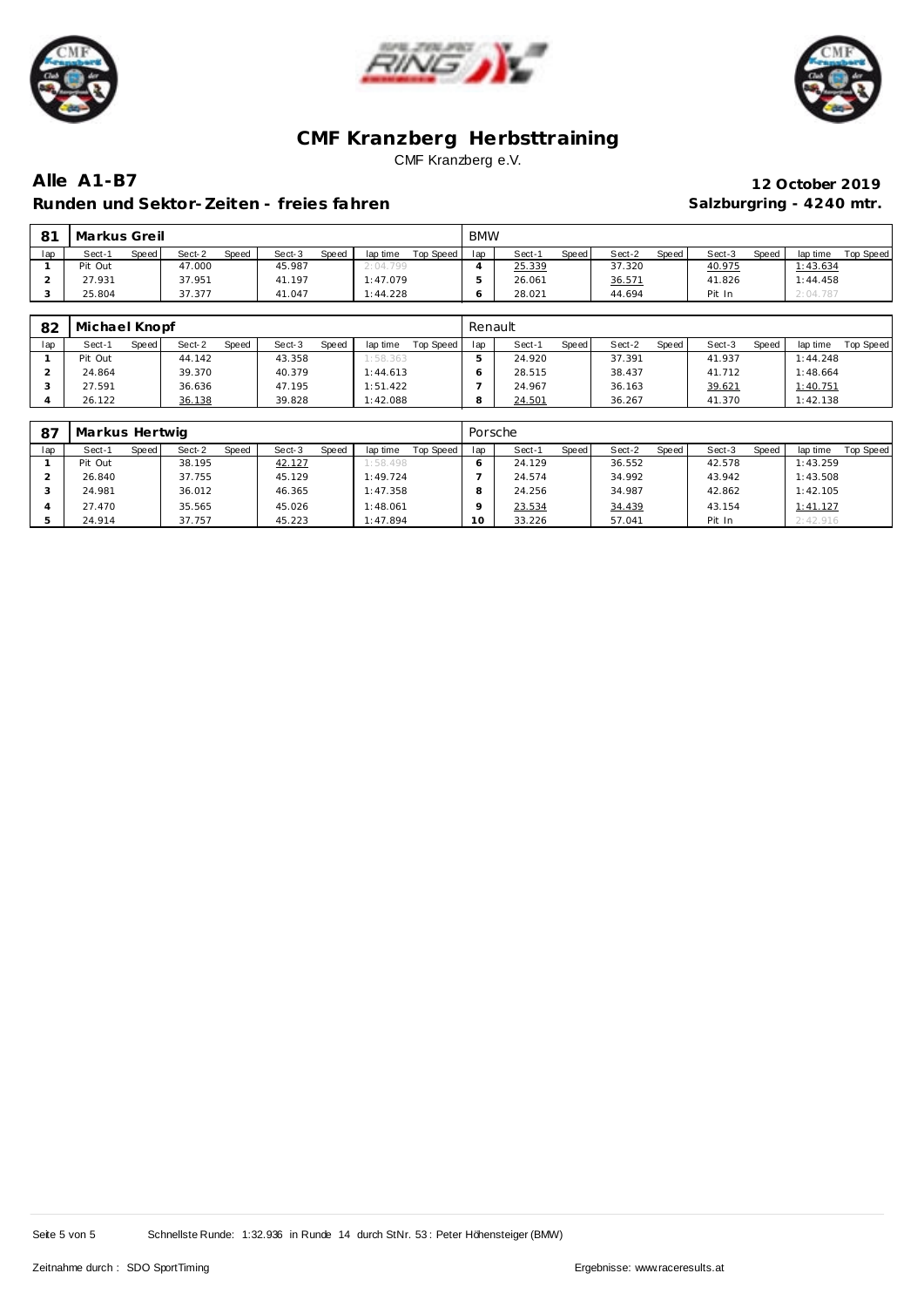# CMF Kranzberg Herbsttraining

CMF Kranzberg e.V.

**Alle A1-B7** **12 October 2019**

**Runden und Sektor-Zeiten - freies fahren** **Salzburgring - 4240 mtr.**

| 81 | Markus Greil | | | | | | | | BMW | | | | | | | | |
|---|---|---|---|---|---|---|---|---|---|---|---|---|---|---|---|---|---|
| lap | Sect-1 | Speed | Sect-2 | Speed | Sect-3 | Speed | lap time | Top Speed | lap | Sect-1 | Speed | Sect-2 | Speed | Sect-3 | Speed | lap time | Top Speed |
| 1 | Pit Out | | 47.000 | | 45.987 | | 2:04.799 | | 4 | 25.339 | | 37.320 | | 40.975 | | 1:43.634 | |
| 2 | 27.931 | | 37.951 | | 41.197 | | 1:47.079 | | 5 | 26.061 | | 36.571 | | 41.826 | | 1:44.458 | |
| 3 | 25.804 | | 37.377 | | 41.047 | | 1:44.228 | | 6 | 28.021 | | 44.694 | | Pit In | | 2:04.787 | |

| 82 | Michael Knopf | | | | | | | | Renault | | | | | | | | |
|---|---|---|---|---|---|---|---|---|---|---|---|---|---|---|---|---|---|
| lap | Sect-1 | Speed | Sect-2 | Speed | Sect-3 | Speed | lap time | Top Speed | lap | Sect-1 | Speed | Sect-2 | Speed | Sect-3 | Speed | lap time | Top Speed |
| 1 | Pit Out | | 44.142 | | 43.358 | | 1:58.363 | | 5 | 24.920 | | 37.391 | | 41.937 | | 1:44.248 | |
| 2 | 24.864 | | 39.370 | | 40.379 | | 1:44.613 | | 6 | 28.515 | | 38.437 | | 41.712 | | 1:48.664 | |
| 3 | 27.591 | | 36.636 | | 47.195 | | 1:51.422 | | 7 | 24.967 | | 36.163 | | 39.621 | | 1:40.751 | |
| 4 | 26.122 | | 36.138 | | 39.828 | | 1:42.088 | | 8 | 24.501 | | 36.267 | | 41.370 | | 1:42.138 | |

| 87 | Markus Hertwig | | | | | | | | Porsche | | | | | | | | |
|---|---|---|---|---|---|---|---|---|---|---|---|---|---|---|---|---|---|
| lap | Sect-1 | Speed | Sect-2 | Speed | Sect-3 | Speed | lap time | Top Speed | lap | Sect-1 | Speed | Sect-2 | Speed | Sect-3 | Speed | lap time | Top Speed |
| 1 | Pit Out | | 38.195 | | 42.127 | | 1:58.498 | | 6 | 24.129 | | 36.552 | | 42.578 | | 1:43.259 | |
| 2 | 26.840 | | 37.755 | | 45.129 | | 1:49.724 | | 7 | 24.574 | | 34.992 | | 43.942 | | 1:43.508 | |
| 3 | 24.981 | | 36.012 | | 46.365 | | 1:47.358 | | 8 | 24.256 | | 34.987 | | 42.862 | | 1:42.105 | |
| 4 | 27.470 | | 35.565 | | 45.026 | | 1:48.061 | | 9 | 23.534 | | 34.439 | | 43.154 | | 1:41.127 | |
| 5 | 24.914 | | 37.757 | | 45.223 | | 1:47.894 | | 10 | 33.226 | | 57.041 | | Pit In | | 2:42.916 | |

Schnellste Runde: 1:32.936 in Runde 14 durch StNr. 53 : Peter Höhensteiger (BMW)

Zeitnahme durch : SDO SportTiming

Ergebnisse: www.raceresults.at